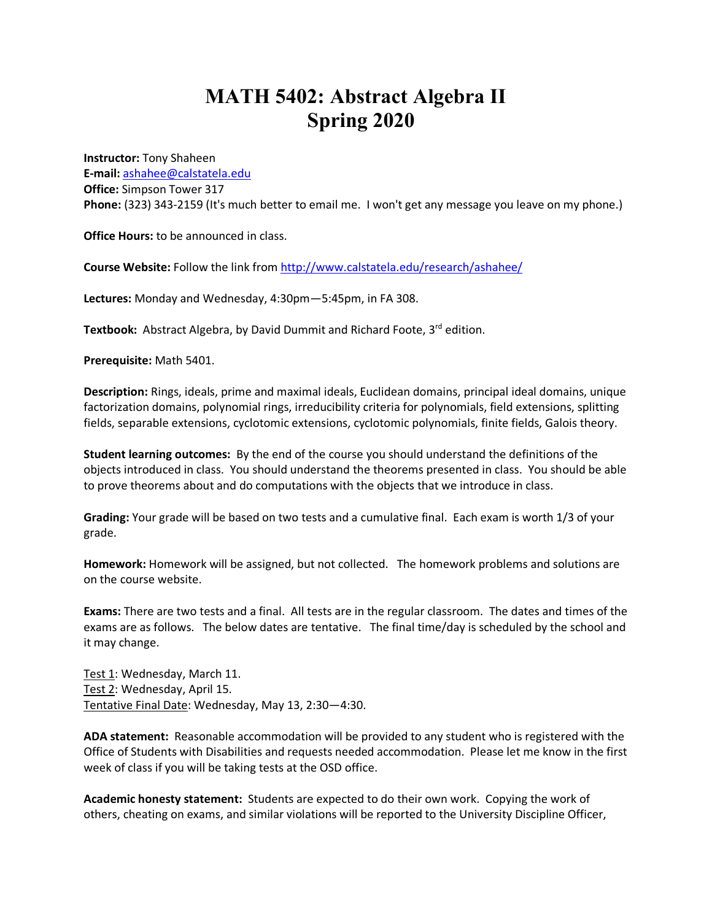# MATH 5402: Abstract Algebra II
# Spring 2020

**Instructor:** Tony Shaheen
**E-mail:** ashahee@calstatela.edu
**Office:** Simpson Tower 317
**Phone:** (323) 343-2159 (It's much better to email me. I won't get any message you leave on my phone.)

**Office Hours:** to be announced in class.

**Course Website:** Follow the link from http://www.calstatela.edu/research/ashahee/

**Lectures:** Monday and Wednesday, 4:30pm—5:45pm, in FA 308.

**Textbook:** Abstract Algebra, by David Dummit and Richard Foote, 3rd edition.

**Prerequisite:** Math 5401.

**Description:** Rings, ideals, prime and maximal ideals, Euclidean domains, principal ideal domains, unique factorization domains, polynomial rings, irreducibility criteria for polynomials, field extensions, splitting fields, separable extensions, cyclotomic extensions, cyclotomic polynomials, finite fields, Galois theory.

**Student learning outcomes:** By the end of the course you should understand the definitions of the objects introduced in class. You should understand the theorems presented in class. You should be able to prove theorems about and do computations with the objects that we introduce in class.

**Grading:** Your grade will be based on two tests and a cumulative final. Each exam is worth 1/3 of your grade.

**Homework:** Homework will be assigned, but not collected. The homework problems and solutions are on the course website.

**Exams:** There are two tests and a final. All tests are in the regular classroom. The dates and times of the exams are as follows. The below dates are tentative. The final time/day is scheduled by the school and it may change.

Test 1: Wednesday, March 11.
Test 2: Wednesday, April 15.
Tentative Final Date: Wednesday, May 13, 2:30—4:30.

**ADA statement:** Reasonable accommodation will be provided to any student who is registered with the Office of Students with Disabilities and requests needed accommodation. Please let me know in the first week of class if you will be taking tests at the OSD office.

**Academic honesty statement:** Students are expected to do their own work. Copying the work of others, cheating on exams, and similar violations will be reported to the University Discipline Officer,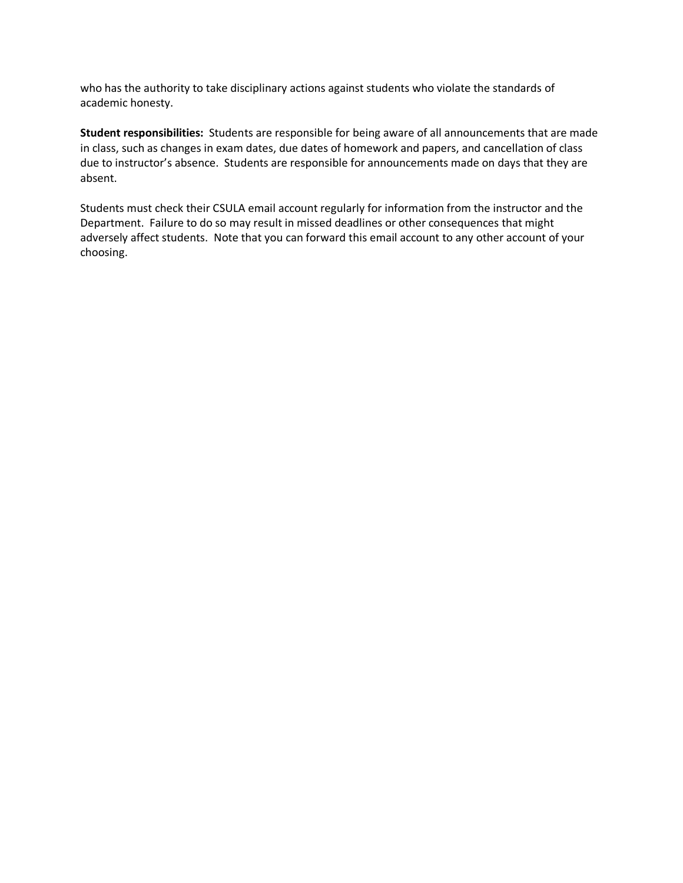who has the authority to take disciplinary actions against students who violate the standards of academic honesty.

**Student responsibilities:** Students are responsible for being aware of all announcements that are made in class, such as changes in exam dates, due dates of homework and papers, and cancellation of class due to instructor's absence. Students are responsible for announcements made on days that they are absent.

Students must check their CSULA email account regularly for information from the instructor and the Department. Failure to do so may result in missed deadlines or other consequences that might adversely affect students. Note that you can forward this email account to any other account of your choosing.